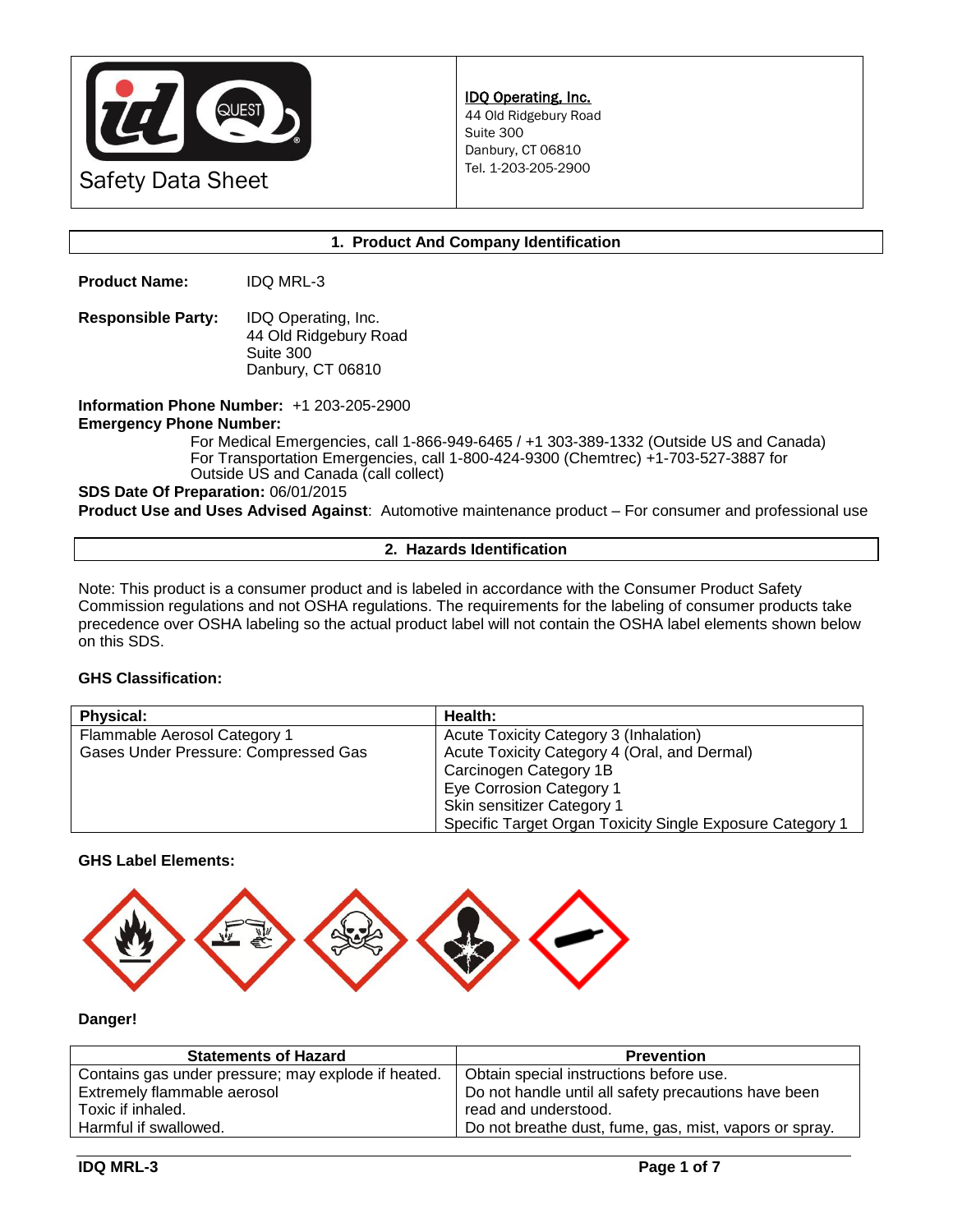IDQ Operating, Inc.
44 Old Ridgebury Road
Suite 300
Danbury, CT 06810
Tel. 1-203-205-2900

Safety Data Sheet

## 1. Product And Company Identification

**Product Name:** IDQ MRL-3

**Responsible Party:** IDQ Operating, Inc.
44 Old Ridgebury Road
Suite 300
Danbury, CT 06810

**Information Phone Number:** +1 203-205-2900
**Emergency Phone Number:**
For Medical Emergencies, call 1-866-949-6465 / +1 303-389-1332 (Outside US and Canada)
For Transportation Emergencies, call 1-800-424-9300 (Chemtrec) +1-703-527-3887 for Outside US and Canada (call collect)

**SDS Date Of Preparation:** 06/01/2015
**Product Use and Uses Advised Against**: Automotive maintenance product – For consumer and professional use

## 2. Hazards Identification

Note: This product is a consumer product and is labeled in accordance with the Consumer Product Safety Commission regulations and not OSHA regulations. The requirements for the labeling of consumer products take precedence over OSHA labeling so the actual product label will not contain the OSHA label elements shown below on this SDS.

**GHS Classification:**

| Physical: | Health: |
|---|---|
| Flammable Aerosol Category 1<br>Gases Under Pressure: Compressed Gas | Acute Toxicity Category 3 (Inhalation)<br>Acute Toxicity Category 4 (Oral, and Dermal)<br>Carcinogen Category 1B<br>Eye Corrosion Category 1<br>Skin sensitizer Category 1<br>Specific Target Organ Toxicity Single Exposure Category 1 |

**GHS Label Elements:**

**Danger!**

| Statements of Hazard | Prevention |
|---|---|
| Contains gas under pressure; may explode if heated.<br>Extremely flammable aerosol<br>Toxic if inhaled.<br>Harmful if swallowed. | Obtain special instructions before use.<br>Do not handle until all safety precautions have been read and understood.<br>Do not breathe dust, fume, gas, mist, vapors or spray. |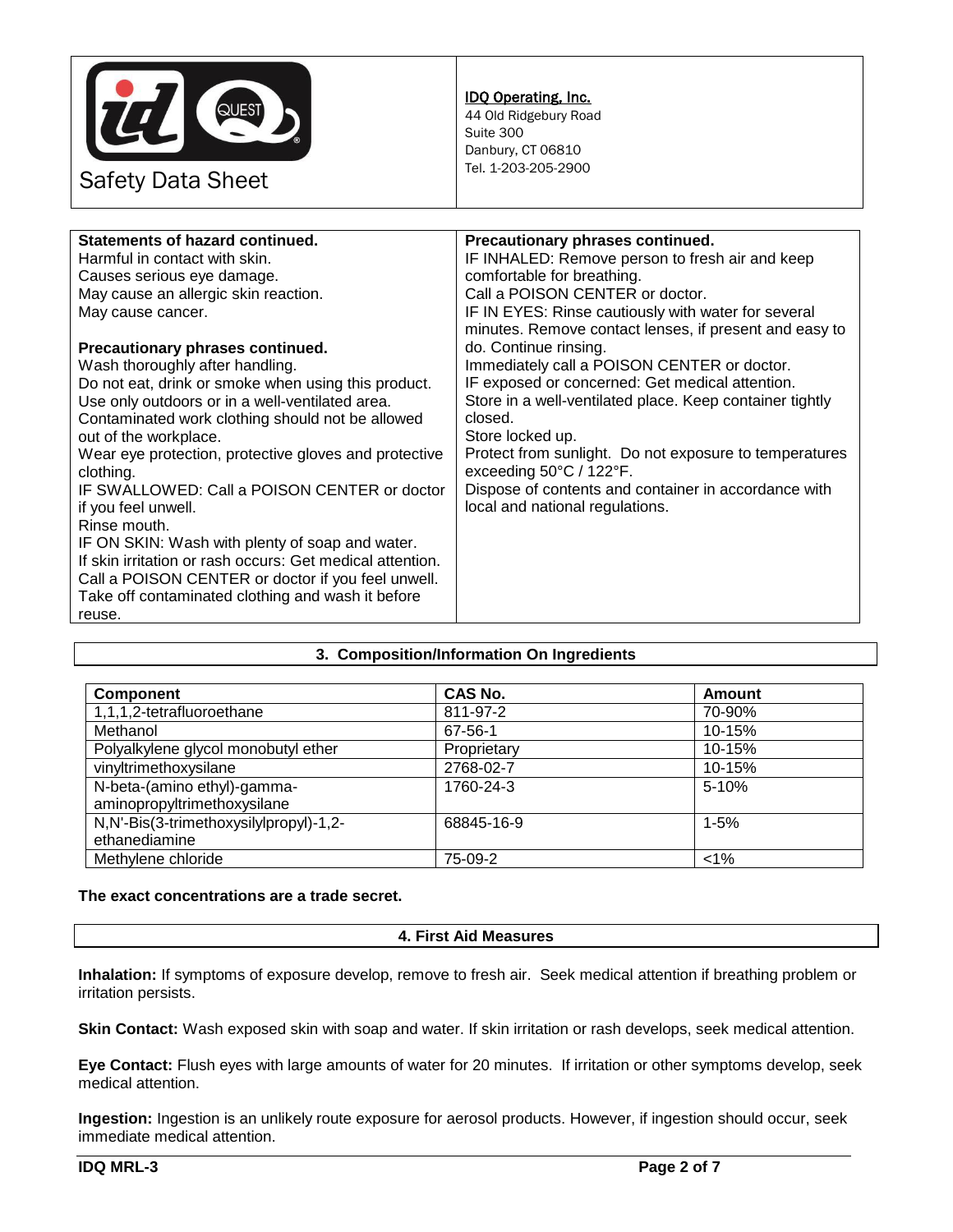**Safety Data Sheet**

**IDQ Operating, Inc.**
44 Old Ridgebury Road
Suite 300
Danbury, CT 06810
Tel. 1-203-205-2900

**Statements of hazard continued.**
Harmful in contact with skin.
Causes serious eye damage.
May cause an allergic skin reaction.
May cause cancer.

**Precautionary phrases continued.**
Wash thoroughly after handling.
Do not eat, drink or smoke when using this product.
Use only outdoors or in a well-ventilated area.
Contaminated work clothing should not be allowed out of the workplace.
Wear eye protection, protective gloves and protective clothing.
IF SWALLOWED: Call a POISON CENTER or doctor if you feel unwell.
Rinse mouth.
IF ON SKIN: Wash with plenty of soap and water.
If skin irritation or rash occurs: Get medical attention.
Call a POISON CENTER or doctor if you feel unwell.
Take off contaminated clothing and wash it before reuse.

**Precautionary phrases continued.**
IF INHALED: Remove person to fresh air and keep comfortable for breathing.
Call a POISON CENTER or doctor.
IF IN EYES: Rinse cautiously with water for several minutes. Remove contact lenses, if present and easy to do. Continue rinsing.
Immediately call a POISON CENTER or doctor.
IF exposed or concerned: Get medical attention.
Store in a well-ventilated place. Keep container tightly closed.
Store locked up.
Protect from sunlight. Do not exposure to temperatures exceeding 50°C / 122°F.
Dispose of contents and container in accordance with local and national regulations.

## 3. Composition/Information On Ingredients

| Component | CAS No. | Amount |
|---|---|---|
| 1,1,1,2-tetrafluoroethane | 811-97-2 | 70-90% |
| Methanol | 67-56-1 | 10-15% |
| Polyalkylene glycol monobutyl ether | Proprietary | 10-15% |
| vinyltrimethoxysilane | 2768-02-7 | 10-15% |
| N-beta-(amino ethyl)-gamma-aminopropyltrimethoxysilane | 1760-24-3 | 5-10% |
| N,N'-Bis(3-trimethoxysilylpropyl)-1,2-ethanediamine | 68845-16-9 | 1-5% |
| Methylene chloride | 75-09-2 | <1% |

**The exact concentrations are a trade secret.**

## 4. First Aid Measures

**Inhalation:** If symptoms of exposure develop, remove to fresh air. Seek medical attention if breathing problem or irritation persists.

**Skin Contact:** Wash exposed skin with soap and water. If skin irritation or rash develops, seek medical attention.

**Eye Contact:** Flush eyes with large amounts of water for 20 minutes. If irritation or other symptoms develop, seek medical attention.

**Ingestion:** Ingestion is an unlikely route exposure for aerosol products. However, if ingestion should occur, seek immediate medical attention.

**IDQ MRL-3**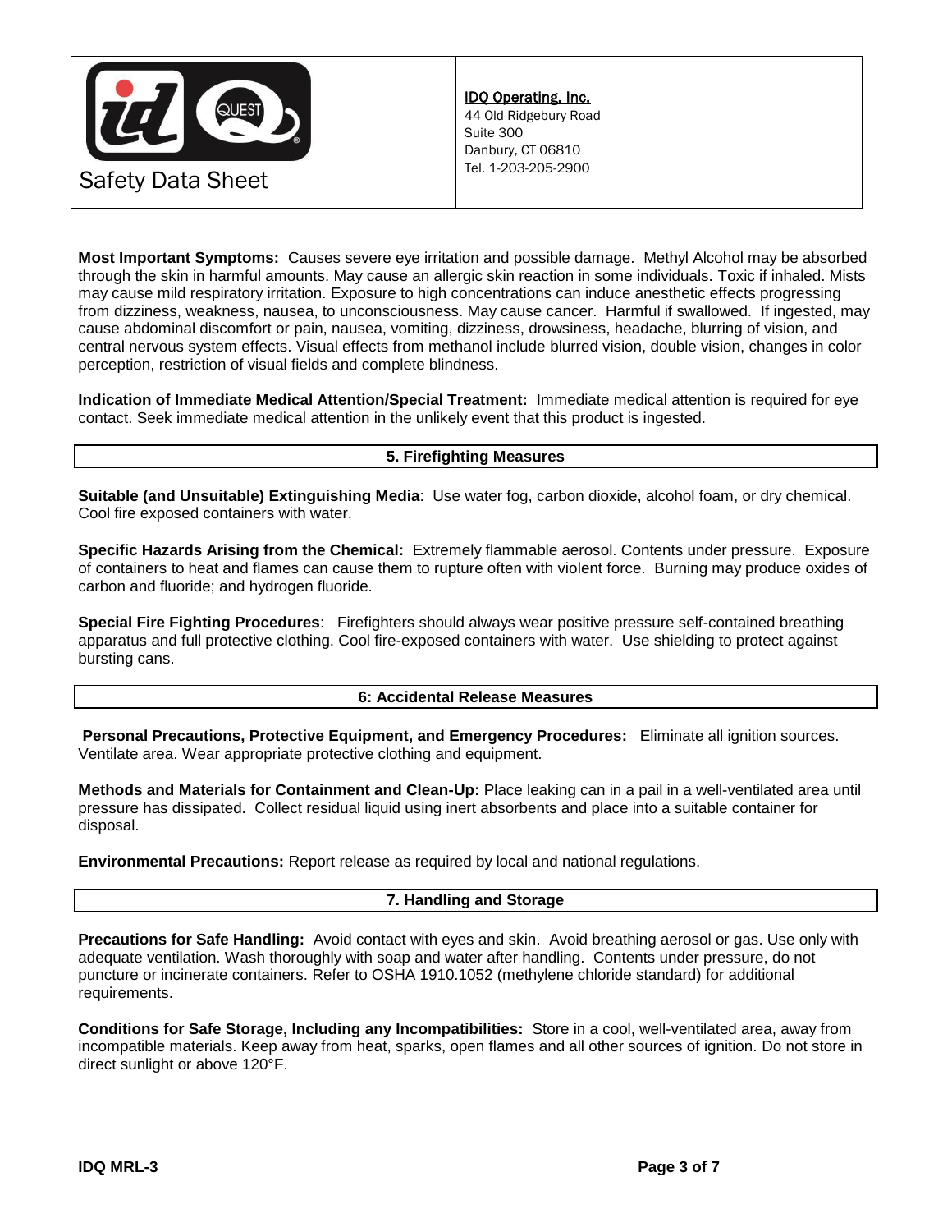**Most Important Symptoms:** Causes severe eye irritation and possible damage. Methyl Alcohol may be absorbed through the skin in harmful amounts. May cause an allergic skin reaction in some individuals. Toxic if inhaled. Mists may cause mild respiratory irritation. Exposure to high concentrations can induce anesthetic effects progressing from dizziness, weakness, nausea, to unconsciousness. May cause cancer. Harmful if swallowed. If ingested, may cause abdominal discomfort or pain, nausea, vomiting, dizziness, drowsiness, headache, blurring of vision, and central nervous system effects. Visual effects from methanol include blurred vision, double vision, changes in color perception, restriction of visual fields and complete blindness.

**Indication of Immediate Medical Attention/Special Treatment:** Immediate medical attention is required for eye contact. Seek immediate medical attention in the unlikely event that this product is ingested.

## 5. Firefighting Measures

**Suitable (and Unsuitable) Extinguishing Media**: Use water fog, carbon dioxide, alcohol foam, or dry chemical. Cool fire exposed containers with water.

**Specific Hazards Arising from the Chemical:** Extremely flammable aerosol. Contents under pressure. Exposure of containers to heat and flames can cause them to rupture often with violent force. Burning may produce oxides of carbon and fluoride; and hydrogen fluoride.

**Special Fire Fighting Procedures**: Firefighters should always wear positive pressure self-contained breathing apparatus and full protective clothing. Cool fire-exposed containers with water. Use shielding to protect against bursting cans.

## 6: Accidental Release Measures

**Personal Precautions, Protective Equipment, and Emergency Procedures:** Eliminate all ignition sources. Ventilate area. Wear appropriate protective clothing and equipment.

**Methods and Materials for Containment and Clean-Up:** Place leaking can in a pail in a well-ventilated area until pressure has dissipated. Collect residual liquid using inert absorbents and place into a suitable container for disposal.

**Environmental Precautions:** Report release as required by local and national regulations.

## 7. Handling and Storage

**Precautions for Safe Handling:** Avoid contact with eyes and skin. Avoid breathing aerosol or gas. Use only with adequate ventilation. Wash thoroughly with soap and water after handling. Contents under pressure, do not puncture or incinerate containers. Refer to OSHA 1910.1052 (methylene chloride standard) for additional requirements.

**Conditions for Safe Storage, Including any Incompatibilities:** Store in a cool, well-ventilated area, away from incompatible materials. Keep away from heat, sparks, open flames and all other sources of ignition. Do not store in direct sunlight or above 120°F.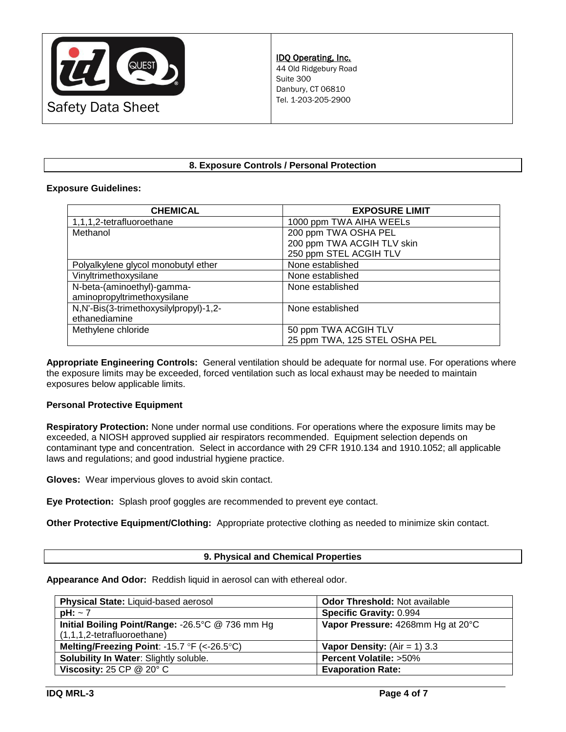## 8. Exposure Controls / Personal Protection

**Exposure Guidelines:**

| CHEMICAL | EXPOSURE LIMIT |
|---|---|
| 1,1,1,2-tetrafluoroethane | 1000 ppm TWA AIHA WEELs |
| Methanol | 200 ppm TWA OSHA PEL<br>200 ppm TWA ACGIH TLV skin<br>250 ppm STEL ACGIH TLV |
| Polyalkylene glycol monobutyl ether | None established |
| Vinyltrimethoxysilane | None established |
| N-beta-(aminoethyl)-gamma-aminopropyltrimethoxysilane | None established |
| N,N'-Bis(3-trimethoxysilylpropyl)-1,2-ethanediamine | None established |
| Methylene chloride | 50 ppm TWA ACGIH TLV<br>25 ppm TWA, 125 STEL OSHA PEL |

**Appropriate Engineering Controls:** General ventilation should be adequate for normal use. For operations where the exposure limits may be exceeded, forced ventilation such as local exhaust may be needed to maintain exposures below applicable limits.

**Personal Protective Equipment**

**Respiratory Protection:** None under normal use conditions. For operations where the exposure limits may be exceeded, a NIOSH approved supplied air respirators recommended. Equipment selection depends on contaminant type and concentration. Select in accordance with 29 CFR 1910.134 and 1910.1052; all applicable laws and regulations; and good industrial hygiene practice.

**Gloves:** Wear impervious gloves to avoid skin contact.

**Eye Protection:** Splash proof goggles are recommended to prevent eye contact.

**Other Protective Equipment/Clothing:** Appropriate protective clothing as needed to minimize skin contact.

## 9. Physical and Chemical Properties

**Appearance And Odor:** Reddish liquid in aerosol can with ethereal odor.

| | |
|---|---|
| **Physical State:** Liquid-based aerosol | **Odor Threshold:** Not available |
| **pH:** ~ 7 | **Specific Gravity:** 0.994 |
| **Initial Boiling Point/Range:** -26.5°C @ 736 mm Hg (1,1,1,2-tetrafluoroethane) | **Vapor Pressure:** 4268mm Hg at 20°C |
| **Melting/Freezing Point**: -15.7 °F (<-26.5°C) | **Vapor Density:** (Air = 1) 3.3 |
| **Solubility In Water**: Slightly soluble. | **Percent Volatile:** >50% |
| **Viscosity:** 25 CP @ 20° C | **Evaporation Rate:** |

IDQ MRL-3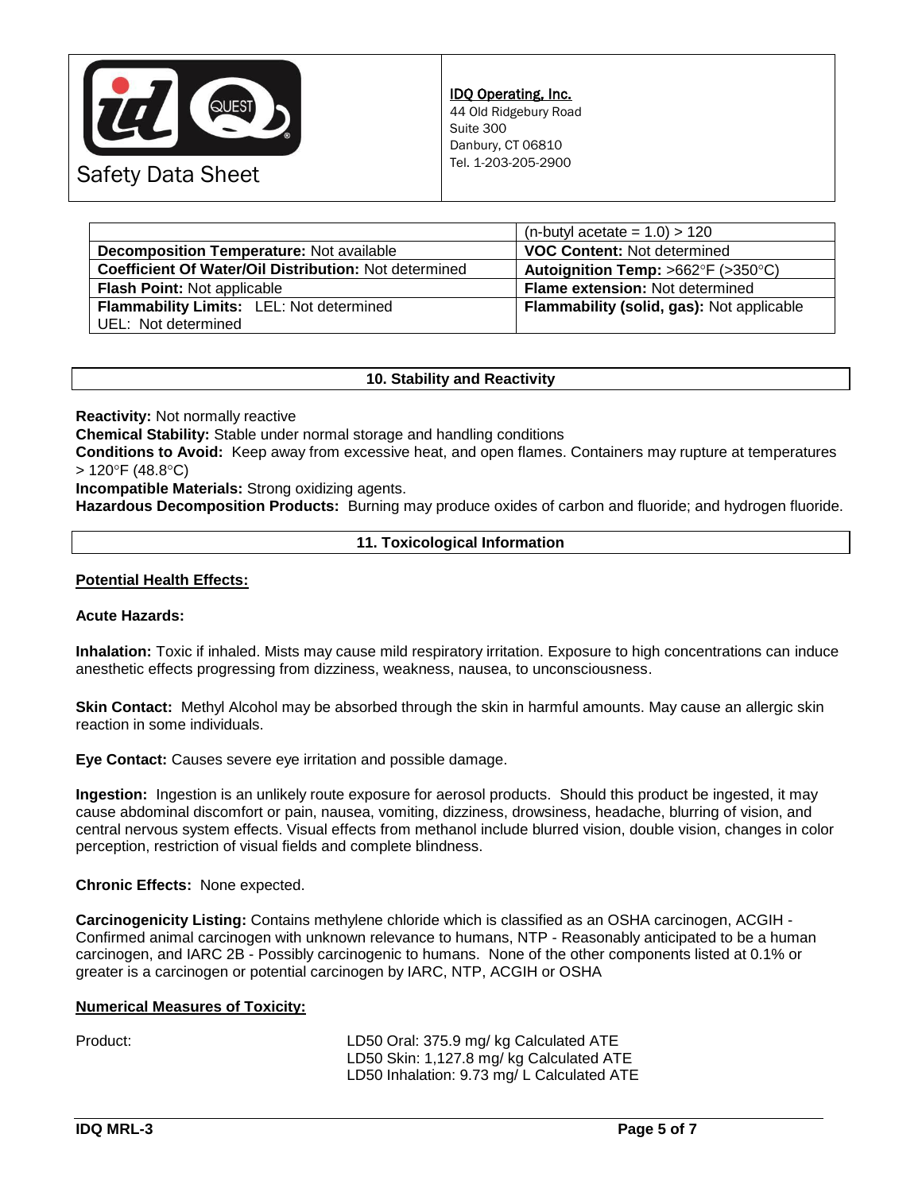| | (n-butyl acetate = 1.0) > 120 |
|---|---|
| **Decomposition Temperature:** Not available | **VOC Content:** Not determined |
| **Coefficient Of Water/Oil Distribution:** Not determined | **Autoignition Temp:** >662°F (>350°C) |
| **Flash Point:** Not applicable | **Flame extension:** Not determined |
| **Flammability Limits:** LEL: Not determined UEL: Not determined | **Flammability (solid, gas):** Not applicable |

## 10. Stability and Reactivity

**Reactivity:** Not normally reactive
**Chemical Stability:** Stable under normal storage and handling conditions
**Conditions to Avoid:** Keep away from excessive heat, and open flames. Containers may rupture at temperatures > 120°F (48.8°C)
**Incompatible Materials:** Strong oxidizing agents.
**Hazardous Decomposition Products:** Burning may produce oxides of carbon and fluoride; and hydrogen fluoride.

## 11. Toxicological Information

**Potential Health Effects:**

**Acute Hazards:**

**Inhalation:** Toxic if inhaled. Mists may cause mild respiratory irritation. Exposure to high concentrations can induce anesthetic effects progressing from dizziness, weakness, nausea, to unconsciousness.

**Skin Contact:** Methyl Alcohol may be absorbed through the skin in harmful amounts. May cause an allergic skin reaction in some individuals.

**Eye Contact:** Causes severe eye irritation and possible damage.

**Ingestion:** Ingestion is an unlikely route exposure for aerosol products. Should this product be ingested, it may cause abdominal discomfort or pain, nausea, vomiting, dizziness, drowsiness, headache, blurring of vision, and central nervous system effects. Visual effects from methanol include blurred vision, double vision, changes in color perception, restriction of visual fields and complete blindness.

**Chronic Effects:** None expected.

**Carcinogenicity Listing:** Contains methylene chloride which is classified as an OSHA carcinogen, ACGIH - Confirmed animal carcinogen with unknown relevance to humans, NTP - Reasonably anticipated to be a human carcinogen, and IARC 2B - Possibly carcinogenic to humans. None of the other components listed at 0.1% or greater is a carcinogen or potential carcinogen by IARC, NTP, ACGIH or OSHA

**Numerical Measures of Toxicity:**

Product:
LD50 Oral: 375.9 mg/ kg Calculated ATE
LD50 Skin: 1,127.8 mg/ kg Calculated ATE
LD50 Inhalation: 9.73 mg/ L Calculated ATE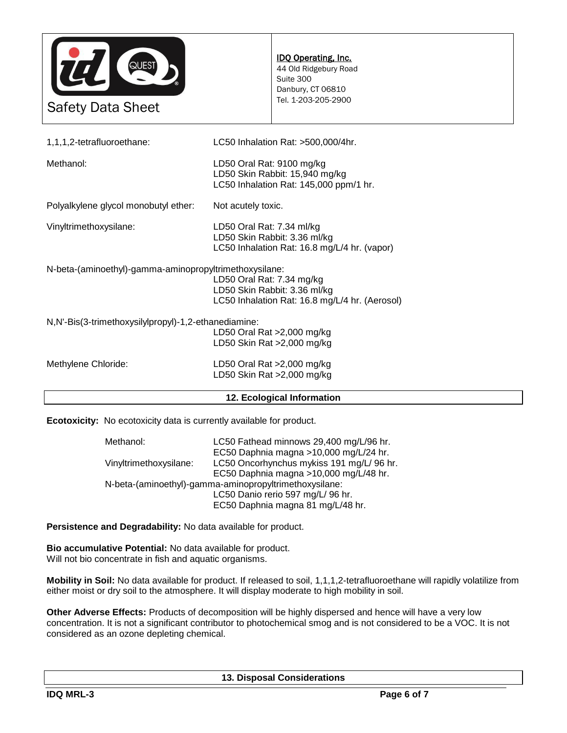| | |
|---|---|
| 1,1,1,2-tetrafluoroethane: | LC50 Inhalation Rat: >500,000/4hr. |
| Methanol: | LD50 Oral Rat: 9100 mg/kg<br>LD50 Skin Rabbit: 15,940 mg/kg<br>LC50 Inhalation Rat: 145,000 ppm/1 hr. |
| Polyalkylene glycol monobutyl ether: | Not acutely toxic. |
| Vinyltrimethoxysilane: | LD50 Oral Rat: 7.34 ml/kg<br>LD50 Skin Rabbit: 3.36 ml/kg<br>LC50 Inhalation Rat: 16.8 mg/L/4 hr. (vapor) |
| N-beta-(aminoethyl)-gamma-aminopropyltrimethoxysilane: | LD50 Oral Rat: 7.34 mg/kg<br>LD50 Skin Rabbit: 3.36 ml/kg<br>LC50 Inhalation Rat: 16.8 mg/L/4 hr. (Aerosol) |
| N,N'-Bis(3-trimethoxysilylpropyl)-1,2-ethanediamine: | LD50 Oral Rat >2,000 mg/kg<br>LD50 Skin Rat >2,000 mg/kg |
| Methylene Chloride: | LD50 Oral Rat >2,000 mg/kg<br>LD50 Skin Rat >2,000 mg/kg |

## 12. Ecological Information

**Ecotoxicity:** No ecotoxicity data is currently available for product.

| | |
|---|---|
| Methanol: | LC50 Fathead minnows 29,400 mg/L/96 hr.<br>EC50 Daphnia magna >10,000 mg/L/24 hr. |
| Vinyltrimethoxysilane: | LC50 Oncorhynchus mykiss 191 mg/L/ 96 hr.<br>EC50 Daphnia magna >10,000 mg/L/48 hr. |
| N-beta-(aminoethyl)-gamma-aminopropyltrimethoxysilane: | LC50 Danio rerio 597 mg/L/ 96 hr.<br>EC50 Daphnia magna 81 mg/L/48 hr. |

**Persistence and Degradability:** No data available for product.

**Bio accumulative Potential:** No data available for product.
Will not bio concentrate in fish and aquatic organisms.

**Mobility in Soil:** No data available for product. If released to soil, 1,1,1,2-tetrafluoroethane will rapidly volatilize from either moist or dry soil to the atmosphere. It will display moderate to high mobility in soil.

**Other Adverse Effects:** Products of decomposition will be highly dispersed and hence will have a very low concentration. It is not a significant contributor to photochemical smog and is not considered to be a VOC. It is not considered as an ozone depleting chemical.

## 13. Disposal Considerations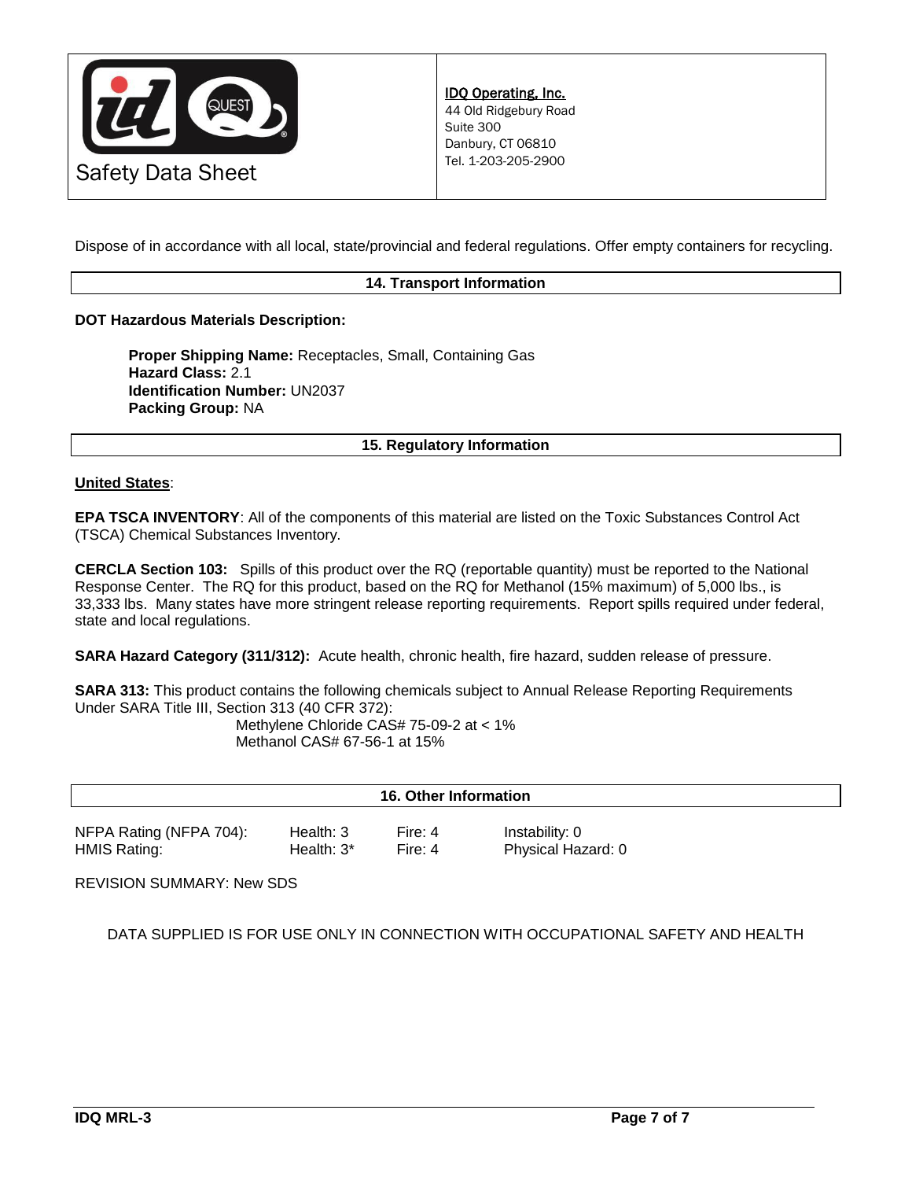Dispose of in accordance with all local, state/provincial and federal regulations. Offer empty containers for recycling.

## 14. Transport Information

**DOT Hazardous Materials Description:**

**Proper Shipping Name:** Receptacles, Small, Containing Gas
**Hazard Class:** 2.1
**Identification Number:** UN2037
**Packing Group:** NA

## 15. Regulatory Information

**United States**:

**EPA TSCA INVENTORY**: All of the components of this material are listed on the Toxic Substances Control Act (TSCA) Chemical Substances Inventory.

**CERCLA Section 103:** Spills of this product over the RQ (reportable quantity) must be reported to the National Response Center. The RQ for this product, based on the RQ for Methanol (15% maximum) of 5,000 lbs., is 33,333 lbs. Many states have more stringent release reporting requirements. Report spills required under federal, state and local regulations.

**SARA Hazard Category (311/312):** Acute health, chronic health, fire hazard, sudden release of pressure.

**SARA 313:** This product contains the following chemicals subject to Annual Release Reporting Requirements Under SARA Title III, Section 313 (40 CFR 372):

Methylene Chloride CAS# 75-09-2 at < 1%
Methanol CAS# 67-56-1 at 15%

## 16. Other Information

| | | | |
|---|---|---|---|
| NFPA Rating (NFPA 704): | Health: 3 | Fire: 4 | Instability: 0 |
| HMIS Rating: | Health: 3* | Fire: 4 | Physical Hazard: 0 |

REVISION SUMMARY: New SDS

DATA SUPPLIED IS FOR USE ONLY IN CONNECTION WITH OCCUPATIONAL SAFETY AND HEALTH